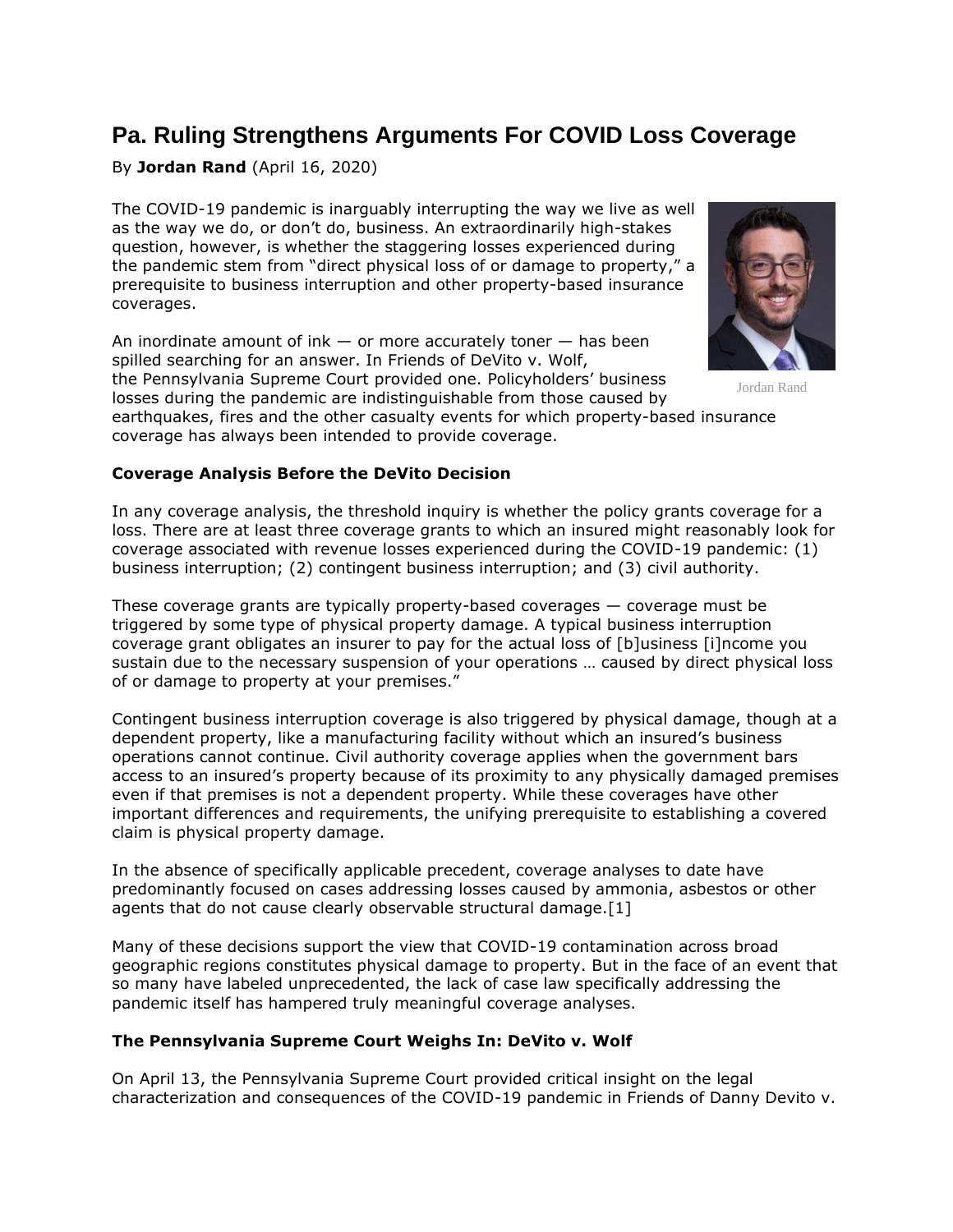# Pa. Ruling Strengthens Arguments For COVID Loss Coverage

By **Jordan Rand** (April 16, 2020)

The COVID-19 pandemic is inarguably interrupting the way we live as well as the way we do, or don't do, business. An extraordinarily high-stakes question, however, is whether the staggering losses experienced during the pandemic stem from "direct physical loss of or damage to property," a prerequisite to business interruption and other property-based insurance coverages.

Jordan Rand

An inordinate amount of ink — or more accurately toner — has been spilled searching for an answer. In Friends of DeVito v. Wolf, the Pennsylvania Supreme Court provided one. Policyholders' business losses during the pandemic are indistinguishable from those caused by earthquakes, fires and the other casualty events for which property-based insurance coverage has always been intended to provide coverage.

**Coverage Analysis Before the DeVito Decision**

In any coverage analysis, the threshold inquiry is whether the policy grants coverage for a loss. There are at least three coverage grants to which an insured might reasonably look for coverage associated with revenue losses experienced during the COVID-19 pandemic: (1) business interruption; (2) contingent business interruption; and (3) civil authority.

These coverage grants are typically property-based coverages — coverage must be triggered by some type of physical property damage. A typical business interruption coverage grant obligates an insurer to pay for the actual loss of [b]usiness [i]ncome you sustain due to the necessary suspension of your operations … caused by direct physical loss of or damage to property at your premises."

Contingent business interruption coverage is also triggered by physical damage, though at a dependent property, like a manufacturing facility without which an insured's business operations cannot continue. Civil authority coverage applies when the government bars access to an insured's property because of its proximity to any physically damaged premises even if that premises is not a dependent property. While these coverages have other important differences and requirements, the unifying prerequisite to establishing a covered claim is physical property damage.

In the absence of specifically applicable precedent, coverage analyses to date have predominantly focused on cases addressing losses caused by ammonia, asbestos or other agents that do not cause clearly observable structural damage.[1]

Many of these decisions support the view that COVID-19 contamination across broad geographic regions constitutes physical damage to property. But in the face of an event that so many have labeled unprecedented, the lack of case law specifically addressing the pandemic itself has hampered truly meaningful coverage analyses.

**The Pennsylvania Supreme Court Weighs In: DeVito v. Wolf**

On April 13, the Pennsylvania Supreme Court provided critical insight on the legal characterization and consequences of the COVID-19 pandemic in Friends of Danny Devito v.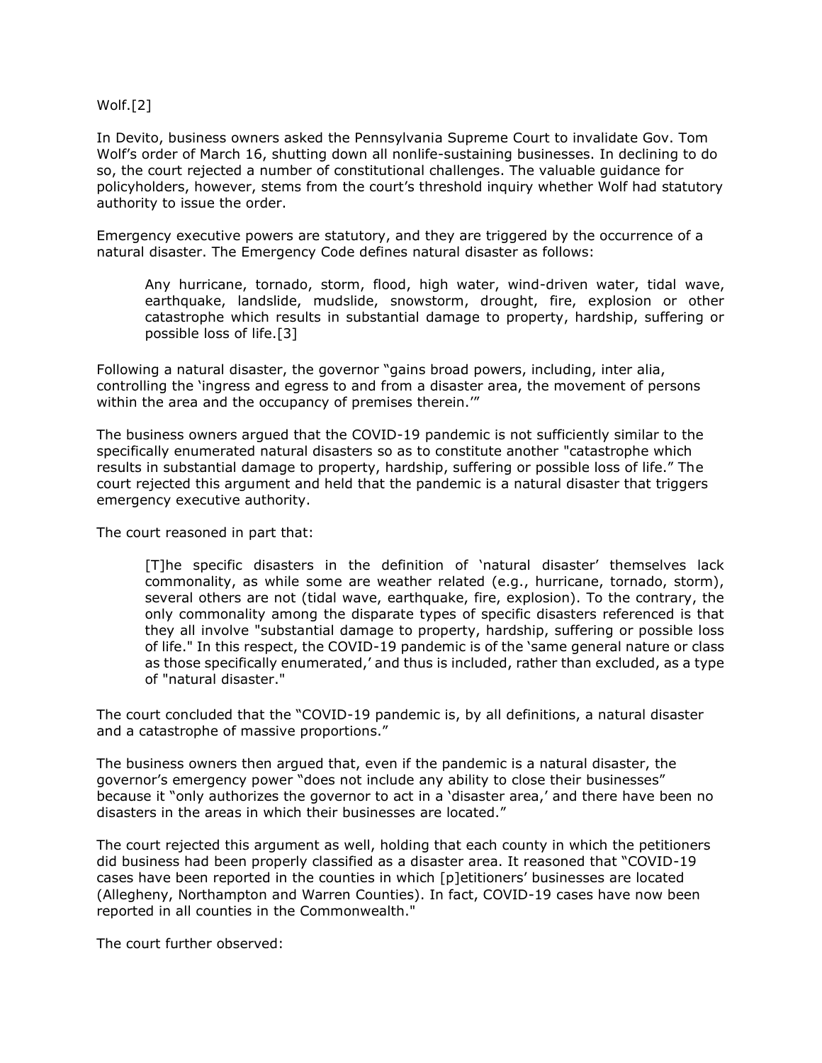Wolf.[2]

In Devito, business owners asked the Pennsylvania Supreme Court to invalidate Gov. Tom Wolf's order of March 16, shutting down all nonlife-sustaining businesses. In declining to do so, the court rejected a number of constitutional challenges. The valuable guidance for policyholders, however, stems from the court's threshold inquiry whether Wolf had statutory authority to issue the order.

Emergency executive powers are statutory, and they are triggered by the occurrence of a natural disaster. The Emergency Code defines natural disaster as follows:

> Any hurricane, tornado, storm, flood, high water, wind-driven water, tidal wave, earthquake, landslide, mudslide, snowstorm, drought, fire, explosion or other catastrophe which results in substantial damage to property, hardship, suffering or possible loss of life.[3]

Following a natural disaster, the governor "gains broad powers, including, inter alia, controlling the 'ingress and egress to and from a disaster area, the movement of persons within the area and the occupancy of premises therein.'"

The business owners argued that the COVID-19 pandemic is not sufficiently similar to the specifically enumerated natural disasters so as to constitute another "catastrophe which results in substantial damage to property, hardship, suffering or possible loss of life." The court rejected this argument and held that the pandemic is a natural disaster that triggers emergency executive authority.

The court reasoned in part that:

> [T]he specific disasters in the definition of 'natural disaster' themselves lack commonality, as while some are weather related (e.g., hurricane, tornado, storm), several others are not (tidal wave, earthquake, fire, explosion). To the contrary, the only commonality among the disparate types of specific disasters referenced is that they all involve "substantial damage to property, hardship, suffering or possible loss of life." In this respect, the COVID-19 pandemic is of the 'same general nature or class as those specifically enumerated,' and thus is included, rather than excluded, as a type of "natural disaster."

The court concluded that the "COVID-19 pandemic is, by all definitions, a natural disaster and a catastrophe of massive proportions."

The business owners then argued that, even if the pandemic is a natural disaster, the governor's emergency power "does not include any ability to close their businesses" because it "only authorizes the governor to act in a 'disaster area,' and there have been no disasters in the areas in which their businesses are located."

The court rejected this argument as well, holding that each county in which the petitioners did business had been properly classified as a disaster area. It reasoned that "COVID-19 cases have been reported in the counties in which [p]etitioners' businesses are located (Allegheny, Northampton and Warren Counties). In fact, COVID-19 cases have now been reported in all counties in the Commonwealth."

The court further observed: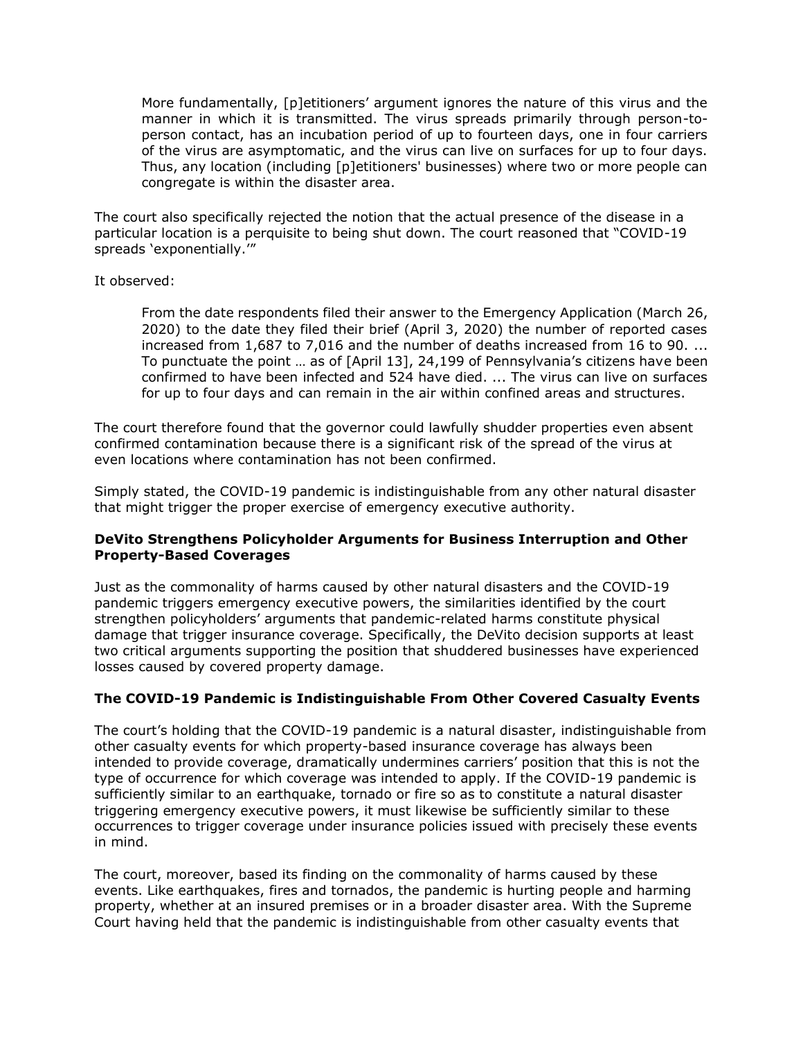> More fundamentally, [p]etitioners' argument ignores the nature of this virus and the manner in which it is transmitted. The virus spreads primarily through person-to-person contact, has an incubation period of up to fourteen days, one in four carriers of the virus are asymptomatic, and the virus can live on surfaces for up to four days. Thus, any location (including [p]etitioners' businesses) where two or more people can congregate is within the disaster area.

The court also specifically rejected the notion that the actual presence of the disease in a particular location is a perquisite to being shut down. The court reasoned that "COVID-19 spreads 'exponentially.'"

It observed:

> From the date respondents filed their answer to the Emergency Application (March 26, 2020) to the date they filed their brief (April 3, 2020) the number of reported cases increased from 1,687 to 7,016 and the number of deaths increased from 16 to 90. ... To punctuate the point … as of [April 13], 24,199 of Pennsylvania's citizens have been confirmed to have been infected and 524 have died. ... The virus can live on surfaces for up to four days and can remain in the air within confined areas and structures.

The court therefore found that the governor could lawfully shudder properties even absent confirmed contamination because there is a significant risk of the spread of the virus at even locations where contamination has not been confirmed.

Simply stated, the COVID-19 pandemic is indistinguishable from any other natural disaster that might trigger the proper exercise of emergency executive authority.

### DeVito Strengthens Policyholder Arguments for Business Interruption and Other Property-Based Coverages

Just as the commonality of harms caused by other natural disasters and the COVID-19 pandemic triggers emergency executive powers, the similarities identified by the court strengthen policyholders' arguments that pandemic-related harms constitute physical damage that trigger insurance coverage. Specifically, the DeVito decision supports at least two critical arguments supporting the position that shuddered businesses have experienced losses caused by covered property damage.

### The COVID-19 Pandemic is Indistinguishable From Other Covered Casualty Events

The court's holding that the COVID-19 pandemic is a natural disaster, indistinguishable from other casualty events for which property-based insurance coverage has always been intended to provide coverage, dramatically undermines carriers' position that this is not the type of occurrence for which coverage was intended to apply. If the COVID-19 pandemic is sufficiently similar to an earthquake, tornado or fire so as to constitute a natural disaster triggering emergency executive powers, it must likewise be sufficiently similar to these occurrences to trigger coverage under insurance policies issued with precisely these events in mind.

The court, moreover, based its finding on the commonality of harms caused by these events. Like earthquakes, fires and tornados, the pandemic is hurting people and harming property, whether at an insured premises or in a broader disaster area. With the Supreme Court having held that the pandemic is indistinguishable from other casualty events that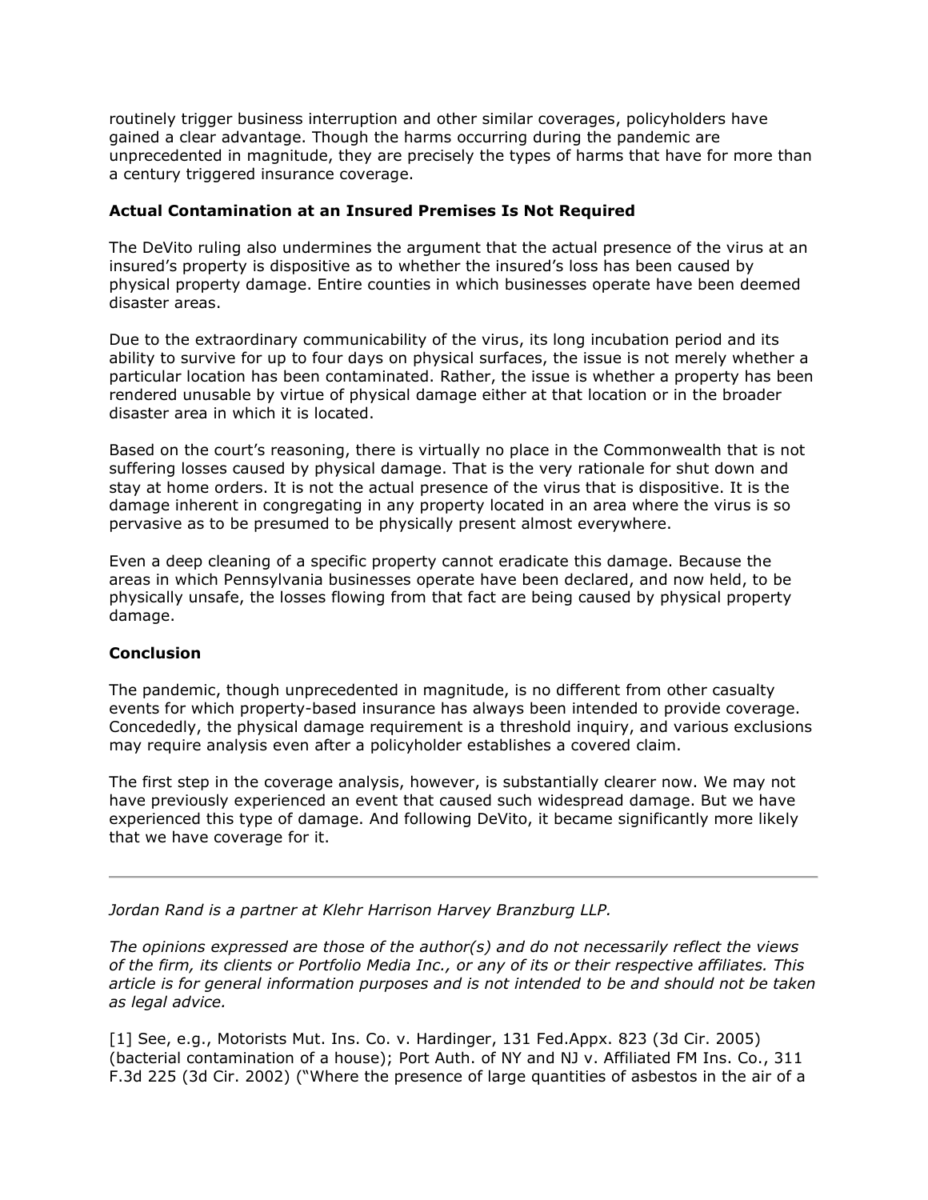routinely trigger business interruption and other similar coverages, policyholders have gained a clear advantage. Though the harms occurring during the pandemic are unprecedented in magnitude, they are precisely the types of harms that have for more than a century triggered insurance coverage.

### Actual Contamination at an Insured Premises Is Not Required

The DeVito ruling also undermines the argument that the actual presence of the virus at an insured's property is dispositive as to whether the insured's loss has been caused by physical property damage. Entire counties in which businesses operate have been deemed disaster areas.

Due to the extraordinary communicability of the virus, its long incubation period and its ability to survive for up to four days on physical surfaces, the issue is not merely whether a particular location has been contaminated. Rather, the issue is whether a property has been rendered unusable by virtue of physical damage either at that location or in the broader disaster area in which it is located.

Based on the court's reasoning, there is virtually no place in the Commonwealth that is not suffering losses caused by physical damage. That is the very rationale for shut down and stay at home orders. It is not the actual presence of the virus that is dispositive. It is the damage inherent in congregating in any property located in an area where the virus is so pervasive as to be presumed to be physically present almost everywhere.

Even a deep cleaning of a specific property cannot eradicate this damage. Because the areas in which Pennsylvania businesses operate have been declared, and now held, to be physically unsafe, the losses flowing from that fact are being caused by physical property damage.

### Conclusion

The pandemic, though unprecedented in magnitude, is no different from other casualty events for which property-based insurance has always been intended to provide coverage. Concededly, the physical damage requirement is a threshold inquiry, and various exclusions may require analysis even after a policyholder establishes a covered claim.

The first step in the coverage analysis, however, is substantially clearer now. We may not have previously experienced an event that caused such widespread damage. But we have experienced this type of damage. And following DeVito, it became significantly more likely that we have coverage for it.

---

*Jordan Rand is a partner at Klehr Harrison Harvey Branzburg LLP.*

*The opinions expressed are those of the author(s) and do not necessarily reflect the views of the firm, its clients or Portfolio Media Inc., or any of its or their respective affiliates. This article is for general information purposes and is not intended to be and should not be taken as legal advice.*

[1] See, e.g., Motorists Mut. Ins. Co. v. Hardinger, 131 Fed.Appx. 823 (3d Cir. 2005) (bacterial contamination of a house); Port Auth. of NY and NJ v. Affiliated FM Ins. Co., 311 F.3d 225 (3d Cir. 2002) ("Where the presence of large quantities of asbestos in the air of a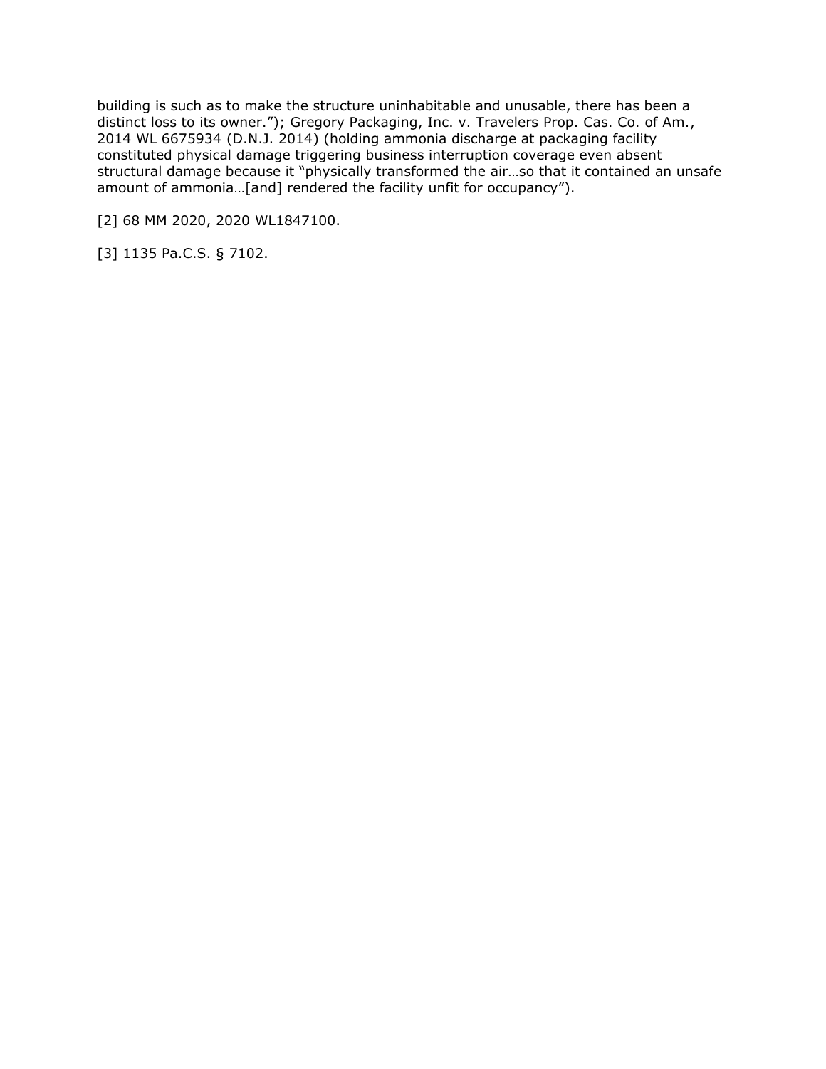building is such as to make the structure uninhabitable and unusable, there has been a distinct loss to its owner."); Gregory Packaging, Inc. v. Travelers Prop. Cas. Co. of Am., 2014 WL 6675934 (D.N.J. 2014) (holding ammonia discharge at packaging facility constituted physical damage triggering business interruption coverage even absent structural damage because it "physically transformed the air…so that it contained an unsafe amount of ammonia…[and] rendered the facility unfit for occupancy").

[2] 68 MM 2020, 2020 WL1847100.

[3] 1135 Pa.C.S. § 7102.